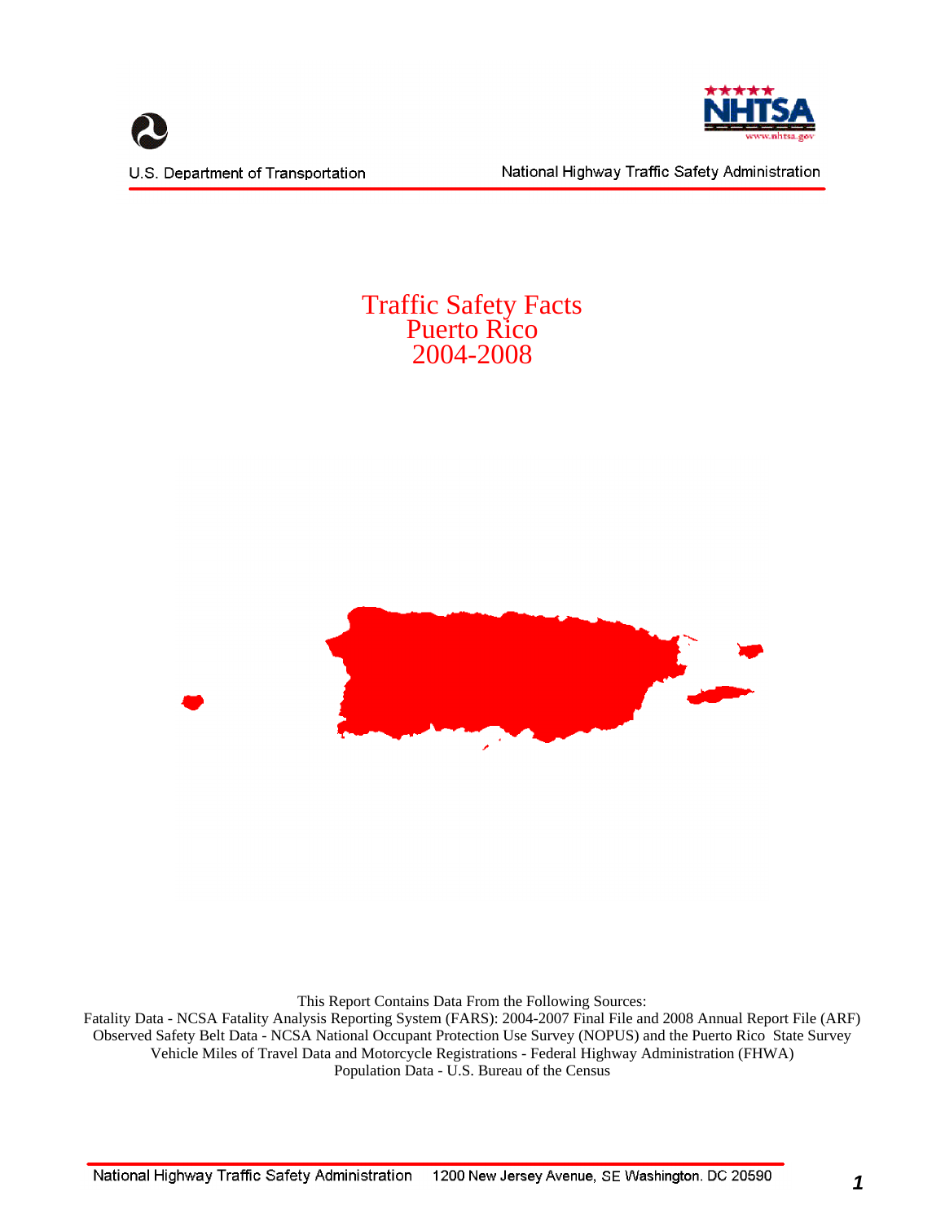U.S. Department of Transportation

National Highway Traffic Safety Administration

# Traffic Safety Facts
# Puerto Rico
# 2004-2008

This Report Contains Data From the Following Sources:
Fatality Data - NCSA Fatality Analysis Reporting System (FARS): 2004-2007 Final File and 2008 Annual Report File (ARF)
Observed Safety Belt Data - NCSA National Occupant Protection Use Survey (NOPUS) and the Puerto Rico State Survey
Vehicle Miles of Travel Data and Motorcycle Registrations - Federal Highway Administration (FHWA)
Population Data - U.S. Bureau of the Census

National Highway Traffic Safety Administration 1200 New Jersey Avenue, SE Washington. DC 20590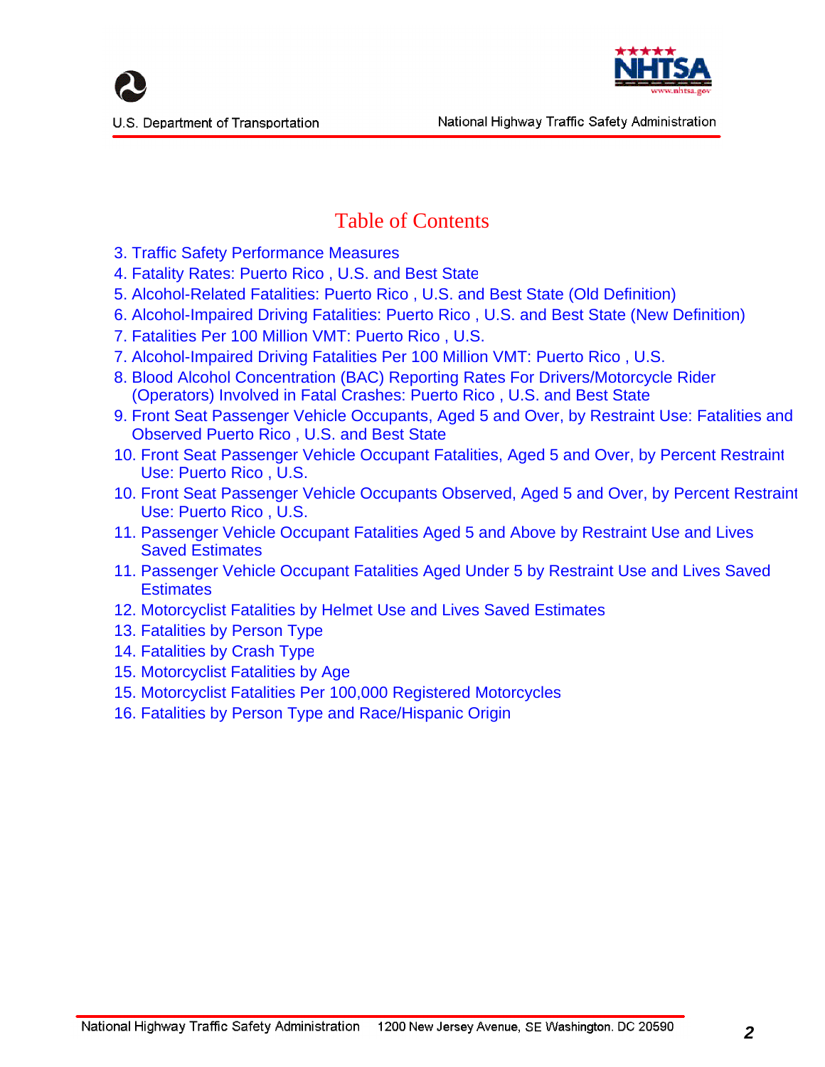# Table of Contents

3. Traffic Safety Performance Measures
4. Fatality Rates: Puerto Rico , U.S. and Best State
5. Alcohol-Related Fatalities: Puerto Rico , U.S. and Best State (Old Definition)
6. Alcohol-Impaired Driving Fatalities: Puerto Rico , U.S. and Best State (New Definition)
7. Fatalities Per 100 Million VMT: Puerto Rico , U.S.
7. Alcohol-Impaired Driving Fatalities Per 100 Million VMT: Puerto Rico , U.S.
8. Blood Alcohol Concentration (BAC) Reporting Rates For Drivers/Motorcycle Rider (Operators) Involved in Fatal Crashes: Puerto Rico , U.S. and Best State
9. Front Seat Passenger Vehicle Occupants, Aged 5 and Over, by Restraint Use: Fatalities and Observed Puerto Rico , U.S. and Best State
10. Front Seat Passenger Vehicle Occupant Fatalities, Aged 5 and Over, by Percent Restraint Use: Puerto Rico , U.S.
10. Front Seat Passenger Vehicle Occupants Observed, Aged 5 and Over, by Percent Restraint Use: Puerto Rico , U.S.
11. Passenger Vehicle Occupant Fatalities Aged 5 and Above by Restraint Use and Lives Saved Estimates
11. Passenger Vehicle Occupant Fatalities Aged Under 5 by Restraint Use and Lives Saved Estimates
12. Motorcyclist Fatalities by Helmet Use and Lives Saved Estimates
13. Fatalities by Person Type
14. Fatalities by Crash Type
15. Motorcyclist Fatalities by Age
15. Motorcyclist Fatalities Per 100,000 Registered Motorcycles
16. Fatalities by Person Type and Race/Hispanic Origin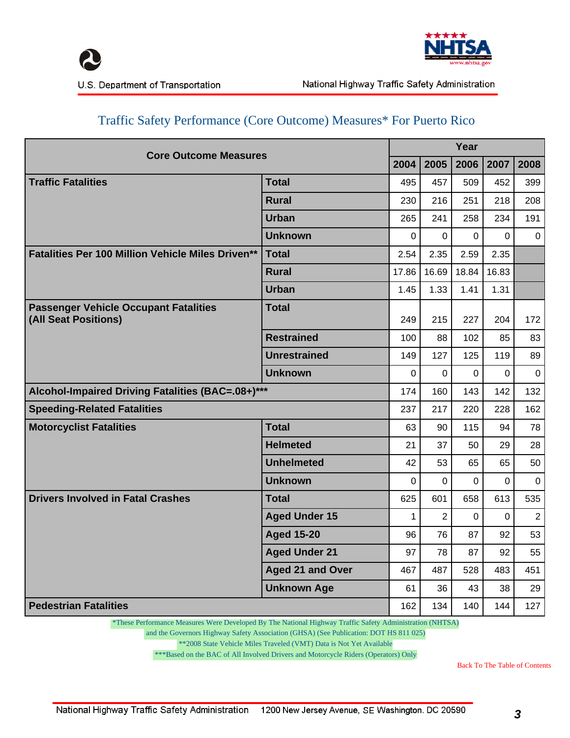## Traffic Safety Performance (Core Outcome) Measures* For Puerto Rico

| Core Outcome Measures | | 2004 | 2005 | 2006 | 2007 | 2008 |
|---|---|---|---|---|---|---|
| **Traffic Fatalities** | **Total** | 495 | 457 | 509 | 452 | 399 |
| | **Rural** | 230 | 216 | 251 | 218 | 208 |
| | **Urban** | 265 | 241 | 258 | 234 | 191 |
| | **Unknown** | 0 | 0 | 0 | 0 | 0 |
| **Fatalities Per 100 Million Vehicle Miles Driven**** | **Total** | 2.54 | 2.35 | 2.59 | 2.35 | |
| | **Rural** | 17.86 | 16.69 | 18.84 | 16.83 | |
| | **Urban** | 1.45 | 1.33 | 1.41 | 1.31 | |
| **Passenger Vehicle Occupant Fatalities (All Seat Positions)** | **Total** | 249 | 215 | 227 | 204 | 172 |
| | **Restrained** | 100 | 88 | 102 | 85 | 83 |
| | **Unrestrained** | 149 | 127 | 125 | 119 | 89 |
| | **Unknown** | 0 | 0 | 0 | 0 | 0 |
| **Alcohol-Impaired Driving Fatalities (BAC=.08+)***** | | 174 | 160 | 143 | 142 | 132 |
| **Speeding-Related Fatalities** | | 237 | 217 | 220 | 228 | 162 |
| **Motorcyclist Fatalities** | **Total** | 63 | 90 | 115 | 94 | 78 |
| | **Helmeted** | 21 | 37 | 50 | 29 | 28 |
| | **Unhelmeted** | 42 | 53 | 65 | 65 | 50 |
| | **Unknown** | 0 | 0 | 0 | 0 | 0 |
| **Drivers Involved in Fatal Crashes** | **Total** | 625 | 601 | 658 | 613 | 535 |
| | **Aged Under 15** | 1 | 2 | 0 | 0 | 2 |
| | **Aged 15-20** | 96 | 76 | 87 | 92 | 53 |
| | **Aged Under 21** | 97 | 78 | 87 | 92 | 55 |
| | **Aged 21 and Over** | 467 | 487 | 528 | 483 | 451 |
| | **Unknown Age** | 61 | 36 | 43 | 38 | 29 |
| **Pedestrian Fatalities** | | 162 | 134 | 140 | 144 | 127 |

*These Performance Measures Were Developed By The National Highway Traffic Safety Administration (NHTSA) and the Governors Highway Safety Association (GHSA) (See Publication: DOT HS 811 025)

**2008 State Vehicle Miles Traveled (VMT) Data is Not Yet Available

***Based on the BAC of All Involved Drivers and Motorcycle Riders (Operators) Only

Back To The Table of Contents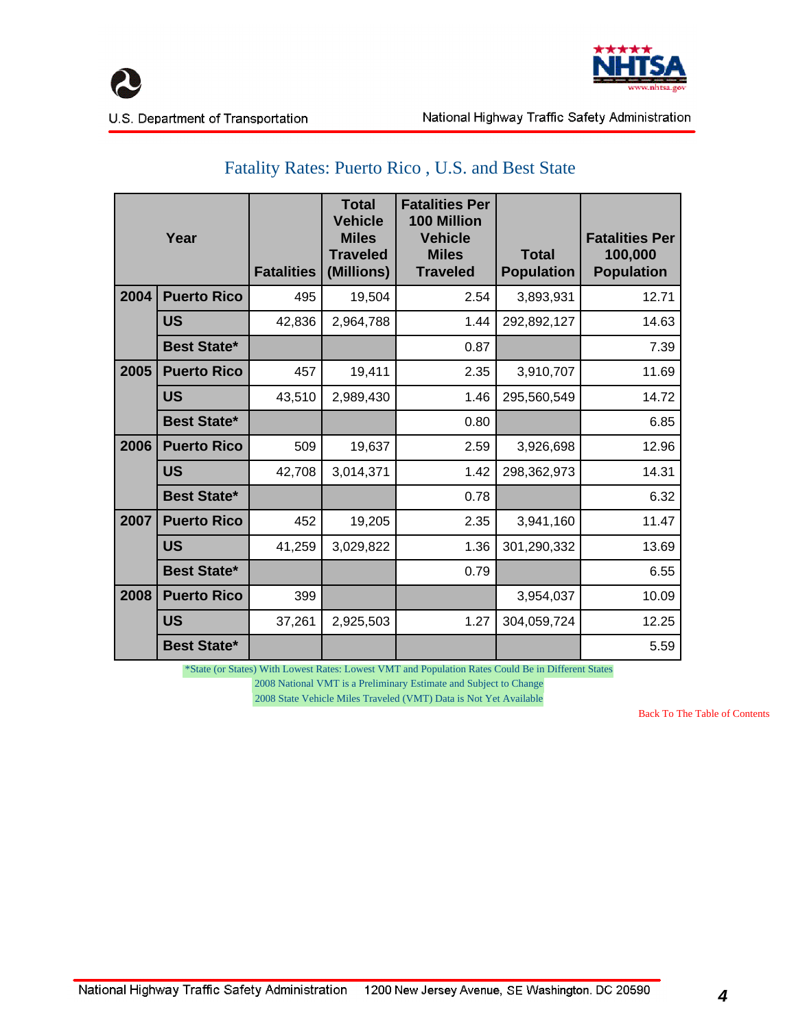## Fatality Rates: Puerto Rico , U.S. and Best State

| Year | | Fatalities | Total Vehicle Miles Traveled (Millions) | Fatalities Per 100 Million Vehicle Miles Traveled | Total Population | Fatalities Per 100,000 Population |
|---|---|---|---|---|---|---|
| 2004 | Puerto Rico | 495 | 19,504 | 2.54 | 3,893,931 | 12.71 |
| | US | 42,836 | 2,964,788 | 1.44 | 292,892,127 | 14.63 |
| | Best State* | | | 0.87 | | 7.39 |
| 2005 | Puerto Rico | 457 | 19,411 | 2.35 | 3,910,707 | 11.69 |
| | US | 43,510 | 2,989,430 | 1.46 | 295,560,549 | 14.72 |
| | Best State* | | | 0.80 | | 6.85 |
| 2006 | Puerto Rico | 509 | 19,637 | 2.59 | 3,926,698 | 12.96 |
| | US | 42,708 | 3,014,371 | 1.42 | 298,362,973 | 14.31 |
| | Best State* | | | 0.78 | | 6.32 |
| 2007 | Puerto Rico | 452 | 19,205 | 2.35 | 3,941,160 | 11.47 |
| | US | 41,259 | 3,029,822 | 1.36 | 301,290,332 | 13.69 |
| | Best State* | | | 0.79 | | 6.55 |
| 2008 | Puerto Rico | 399 | | | 3,954,037 | 10.09 |
| | US | 37,261 | 2,925,503 | 1.27 | 304,059,724 | 12.25 |
| | Best State* | | | | | 5.59 |

*State (or States) With Lowest Rates: Lowest VMT and Population Rates Could Be in Different States

2008 National VMT is a Preliminary Estimate and Subject to Change

2008 State Vehicle Miles Traveled (VMT) Data is Not Yet Available

Back To The Table of Contents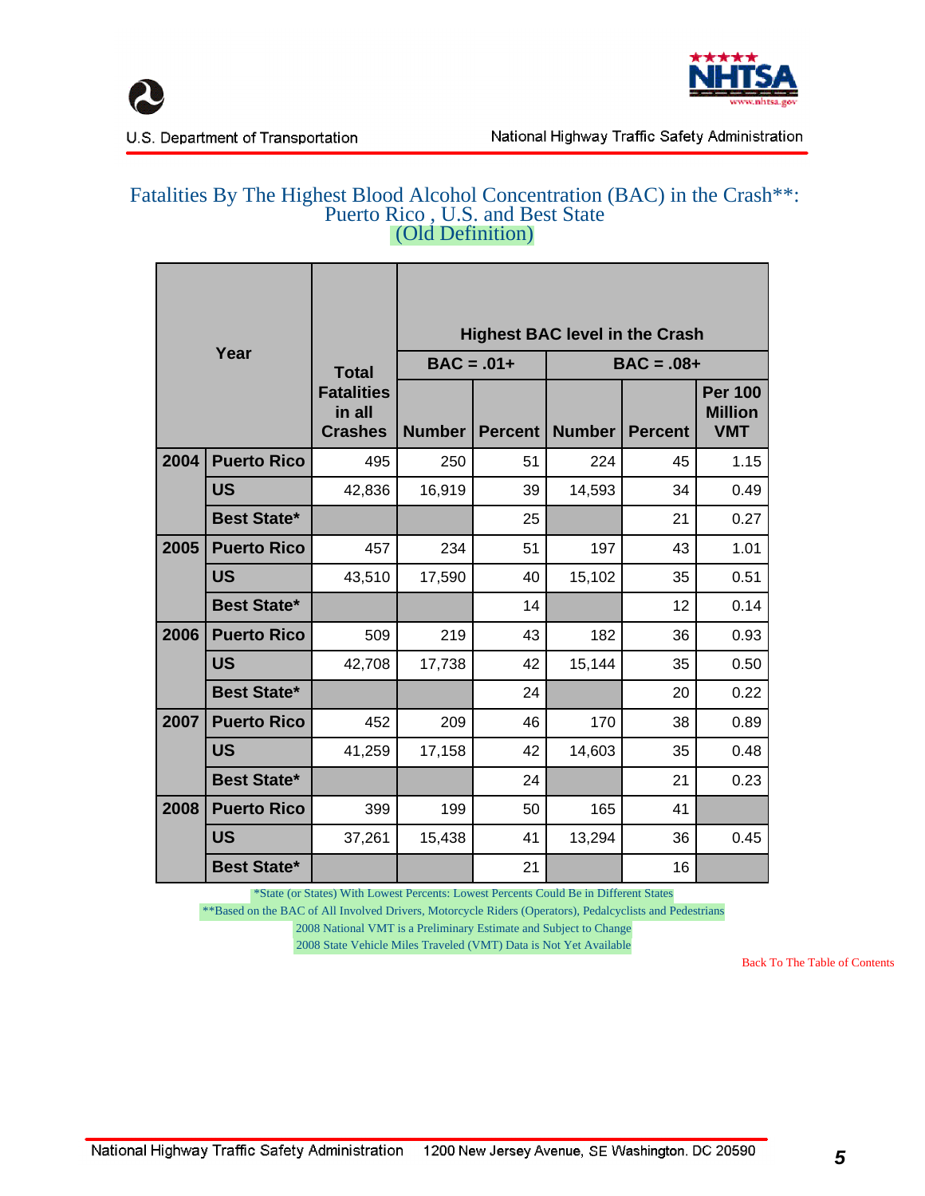## Fatalities By The Highest Blood Alcohol Concentration (BAC) in the Crash**: Puerto Rico , U.S. and Best State (Old Definition)

| Year | | Total Fatalities in all Crashes | Highest BAC level in the Crash | | | | |
|---|---|---|---|---|---|---|---|
| | | | BAC = .01+ | | BAC = .08+ | | |
| | | | Number | Percent | Number | Percent | Per 100 Million VMT |
| 2004 | Puerto Rico | 495 | 250 | 51 | 224 | 45 | 1.15 |
| | US | 42,836 | 16,919 | 39 | 14,593 | 34 | 0.49 |
| | Best State* | | | 25 | | 21 | 0.27 |
| 2005 | Puerto Rico | 457 | 234 | 51 | 197 | 43 | 1.01 |
| | US | 43,510 | 17,590 | 40 | 15,102 | 35 | 0.51 |
| | Best State* | | | 14 | | 12 | 0.14 |
| 2006 | Puerto Rico | 509 | 219 | 43 | 182 | 36 | 0.93 |
| | US | 42,708 | 17,738 | 42 | 15,144 | 35 | 0.50 |
| | Best State* | | | 24 | | 20 | 0.22 |
| 2007 | Puerto Rico | 452 | 209 | 46 | 170 | 38 | 0.89 |
| | US | 41,259 | 17,158 | 42 | 14,603 | 35 | 0.48 |
| | Best State* | | | 24 | | 21 | 0.23 |
| 2008 | Puerto Rico | 399 | 199 | 50 | 165 | 41 | |
| | US | 37,261 | 15,438 | 41 | 13,294 | 36 | 0.45 |
| | Best State* | | | 21 | | 16 | |

*State (or States) With Lowest Percents: Lowest Percents Could Be in Different States

**Based on the BAC of All Involved Drivers, Motorcycle Riders (Operators), Pedalcyclists and Pedestrians

2008 National VMT is a Preliminary Estimate and Subject to Change

2008 State Vehicle Miles Traveled (VMT) Data is Not Yet Available

Back To The Table of Contents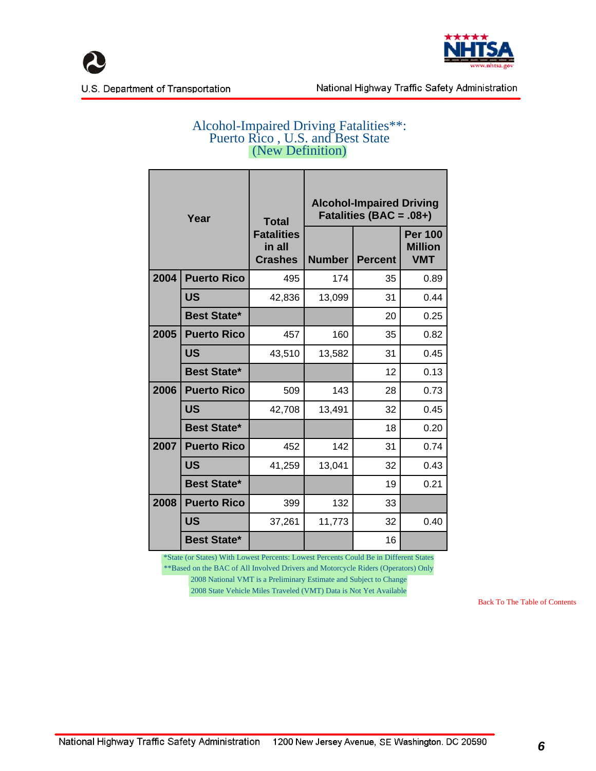# Alcohol-Impaired Driving Fatalities**: Puerto Rico , U.S. and Best State (New Definition)

| Year | | Total Fatalities in all Crashes | Alcohol-Impaired Driving Fatalities (BAC = .08+) | | |
|---|---|---|---|---|---|
| | | | Number | Percent | Per 100 Million VMT |
| 2004 | Puerto Rico | 495 | 174 | 35 | 0.89 |
| | US | 42,836 | 13,099 | 31 | 0.44 |
| | Best State* | | | 20 | 0.25 |
| 2005 | Puerto Rico | 457 | 160 | 35 | 0.82 |
| | US | 43,510 | 13,582 | 31 | 0.45 |
| | Best State* | | | 12 | 0.13 |
| 2006 | Puerto Rico | 509 | 143 | 28 | 0.73 |
| | US | 42,708 | 13,491 | 32 | 0.45 |
| | Best State* | | | 18 | 0.20 |
| 2007 | Puerto Rico | 452 | 142 | 31 | 0.74 |
| | US | 41,259 | 13,041 | 32 | 0.43 |
| | Best State* | | | 19 | 0.21 |
| 2008 | Puerto Rico | 399 | 132 | 33 | |
| | US | 37,261 | 11,773 | 32 | 0.40 |
| | Best State* | | | 16 | |

*State (or States) With Lowest Percents: Lowest Percents Could Be in Different States
**Based on the BAC of All Involved Drivers and Motorcycle Riders (Operators) Only
2008 National VMT is a Preliminary Estimate and Subject to Change
2008 State Vehicle Miles Traveled (VMT) Data is Not Yet Available

Back To The Table of Contents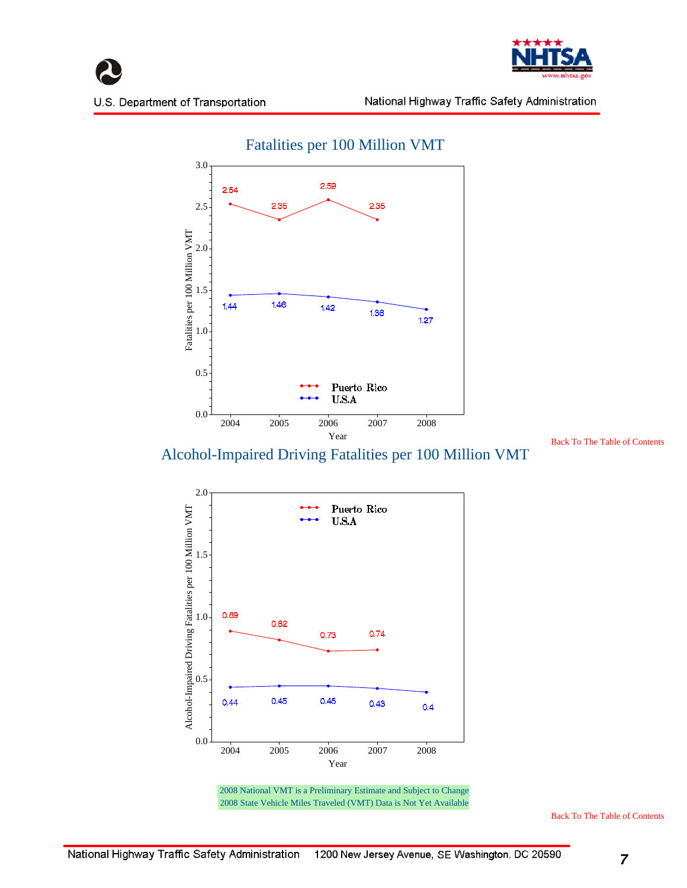## Fatalities per 100 Million VMT

| Year | Puerto Rico | U.S.A |
|---|---|---|
| 2004 | 2.54 | 1.44 |
| 2005 | 2.35 | 1.46 |
| 2006 | 2.59 | 1.42 |
| 2007 | 2.35 | 1.36 |
| 2008 | | 1.27 |

Back To The Table of Contents

## Alcohol-Impaired Driving Fatalities per 100 Million VMT

| Year | Puerto Rico | U.S.A |
|---|---|---|
| 2004 | 0.89 | 0.44 |
| 2005 | 0.82 | 0.45 |
| 2006 | 0.73 | 0.45 |
| 2007 | 0.74 | 0.43 |
| 2008 | | 0.4 |

2008 National VMT is a Preliminary Estimate and Subject to Change
2008 State Vehicle Miles Traveled (VMT) Data is Not Yet Available

Back To The Table of Contents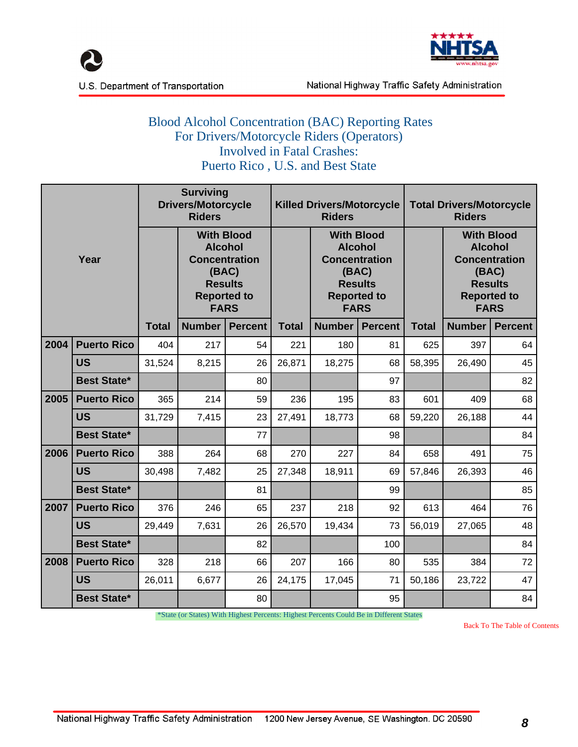# Blood Alcohol Concentration (BAC) Reporting Rates For Drivers/Motorcycle Riders (Operators) Involved in Fatal Crashes: Puerto Rico , U.S. and Best State

| Year | | Surviving Drivers/Motorcycle Riders | | | Killed Drivers/Motorcycle Riders | | | Total Drivers/Motorcycle Riders | | |
|---|---|---|---|---|---|---|---|---|---|---|
| | | | With Blood Alcohol Concentration (BAC) Results Reported to FARS | | | With Blood Alcohol Concentration (BAC) Results Reported to FARS | | | With Blood Alcohol Concentration (BAC) Results Reported to FARS | |
| | | Total | Number | Percent | Total | Number | Percent | Total | Number | Percent |
| 2004 | Puerto Rico | 404 | 217 | 54 | 221 | 180 | 81 | 625 | 397 | 64 |
| | US | 31,524 | 8,215 | 26 | 26,871 | 18,275 | 68 | 58,395 | 26,490 | 45 |
| | Best State* | | | 80 | | | 97 | | | 82 |
| 2005 | Puerto Rico | 365 | 214 | 59 | 236 | 195 | 83 | 601 | 409 | 68 |
| | US | 31,729 | 7,415 | 23 | 27,491 | 18,773 | 68 | 59,220 | 26,188 | 44 |
| | Best State* | | | 77 | | | 98 | | | 84 |
| 2006 | Puerto Rico | 388 | 264 | 68 | 270 | 227 | 84 | 658 | 491 | 75 |
| | US | 30,498 | 7,482 | 25 | 27,348 | 18,911 | 69 | 57,846 | 26,393 | 46 |
| | Best State* | | | 81 | | | 99 | | | 85 |
| 2007 | Puerto Rico | 376 | 246 | 65 | 237 | 218 | 92 | 613 | 464 | 76 |
| | US | 29,449 | 7,631 | 26 | 26,570 | 19,434 | 73 | 56,019 | 27,065 | 48 |
| | Best State* | | | 82 | | | 100 | | | 84 |
| 2008 | Puerto Rico | 328 | 218 | 66 | 207 | 166 | 80 | 535 | 384 | 72 |
| | US | 26,011 | 6,677 | 26 | 24,175 | 17,045 | 71 | 50,186 | 23,722 | 47 |
| | Best State* | | | 80 | | | 95 | | | 84 |

*State (or States) With Highest Percents: Highest Percents Could Be in Different States

Back To The Table of Contents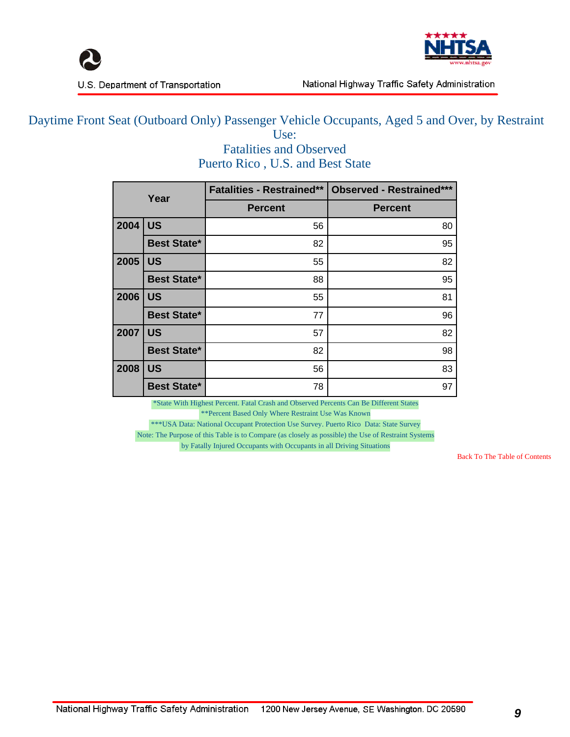# Daytime Front Seat (Outboard Only) Passenger Vehicle Occupants, Aged 5 and Over, by Restraint Use:
## Fatalities and Observed
## Puerto Rico , U.S. and Best State

| Year | | Fatalities - Restrained** | Observed - Restrained*** |
|---|---|---|---|
| | | Percent | Percent |
| 2004 | US | 56 | 80 |
| | Best State* | 82 | 95 |
| 2005 | US | 55 | 82 |
| | Best State* | 88 | 95 |
| 2006 | US | 55 | 81 |
| | Best State* | 77 | 96 |
| 2007 | US | 57 | 82 |
| | Best State* | 82 | 98 |
| 2008 | US | 56 | 83 |
| | Best State* | 78 | 97 |

*State With Highest Percent. Fatal Crash and Observed Percents Can Be Different States

**Percent Based Only Where Restraint Use Was Known

***USA Data: National Occupant Protection Use Survey. Puerto Rico Data: State Survey

Note: The Purpose of this Table is to Compare (as closely as possible) the Use of Restraint Systems by Fatally Injured Occupants with Occupants in all Driving Situations

Back To The Table of Contents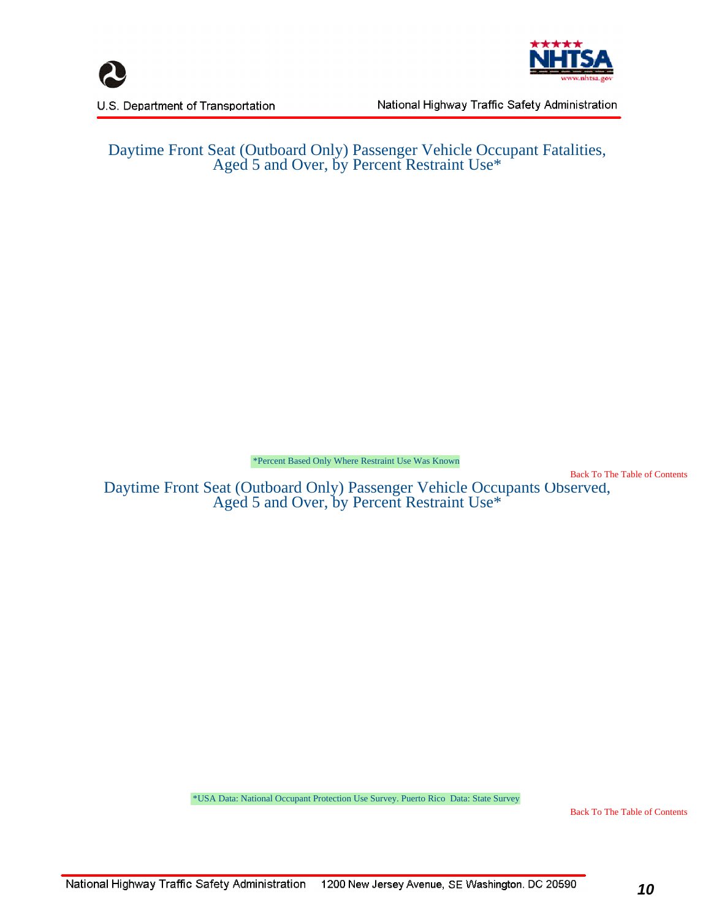## Daytime Front Seat (Outboard Only) Passenger Vehicle Occupant Fatalities, Aged 5 and Over, by Percent Restraint Use*

*Percent Based Only Where Restraint Use Was Known

Back To The Table of Contents

## Daytime Front Seat (Outboard Only) Passenger Vehicle Occupants Observed, Aged 5 and Over, by Percent Restraint Use*

*USA Data: National Occupant Protection Use Survey. Puerto Rico Data: State Survey

Back To The Table of Contents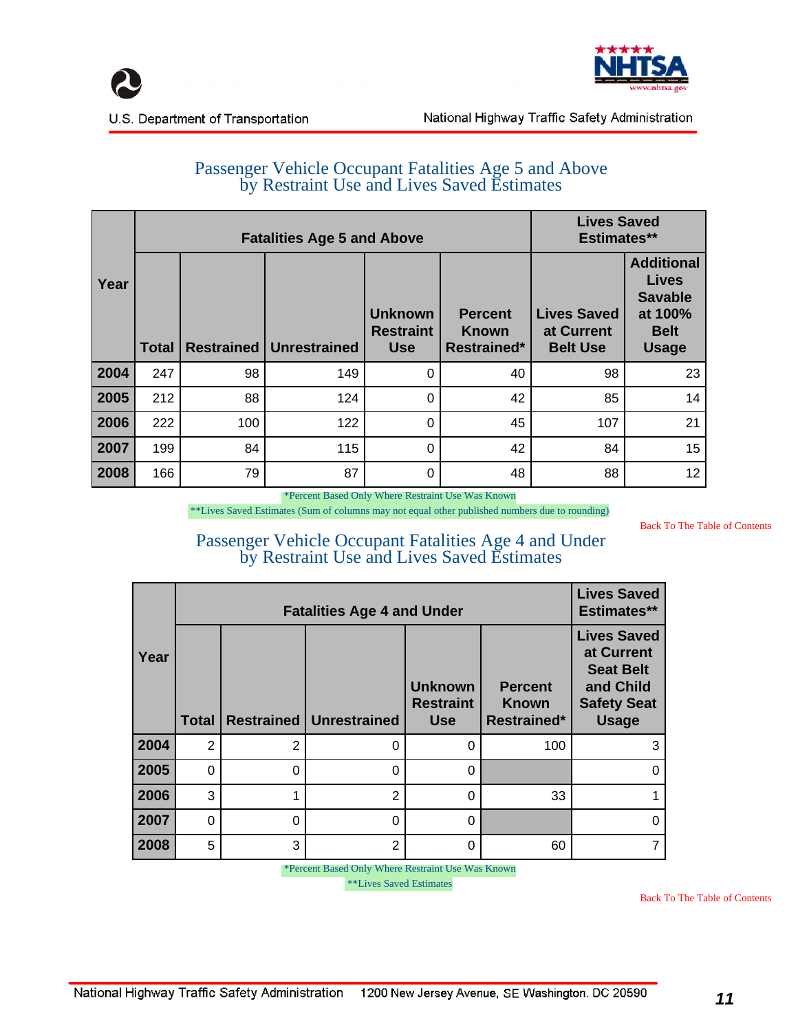## Passenger Vehicle Occupant Fatalities Age 5 and Above by Restraint Use and Lives Saved Estimates

| Year | Fatalities Age 5 and Above | | | | | Lives Saved Estimates** | |
|---|---|---|---|---|---|---|---|
| | Total | Restrained | Unrestrained | Unknown Restraint Use | Percent Known Restrained* | Lives Saved at Current Belt Use | Additional Lives Savable at 100% Belt Usage |
| 2004 | 247 | 98 | 149 | 0 | 40 | 98 | 23 |
| 2005 | 212 | 88 | 124 | 0 | 42 | 85 | 14 |
| 2006 | 222 | 100 | 122 | 0 | 45 | 107 | 21 |
| 2007 | 199 | 84 | 115 | 0 | 42 | 84 | 15 |
| 2008 | 166 | 79 | 87 | 0 | 48 | 88 | 12 |

*Percent Based Only Where Restraint Use Was Known

**Lives Saved Estimates (Sum of columns may not equal other published numbers due to rounding)

Back To The Table of Contents

## Passenger Vehicle Occupant Fatalities Age 4 and Under by Restraint Use and Lives Saved Estimates

| Year | Fatalities Age 4 and Under | | | | | Lives Saved Estimates** |
|---|---|---|---|---|---|---|
| | Total | Restrained | Unrestrained | Unknown Restraint Use | Percent Known Restrained* | Lives Saved at Current Seat Belt and Child Safety Seat Usage |
| 2004 | 2 | 2 | 0 | 0 | 100 | 3 |
| 2005 | 0 | 0 | 0 | 0 | | 0 |
| 2006 | 3 | 1 | 2 | 0 | 33 | 1 |
| 2007 | 0 | 0 | 0 | 0 | | 0 |
| 2008 | 5 | 3 | 2 | 0 | 60 | 7 |

*Percent Based Only Where Restraint Use Was Known

**Lives Saved Estimates

Back To The Table of Contents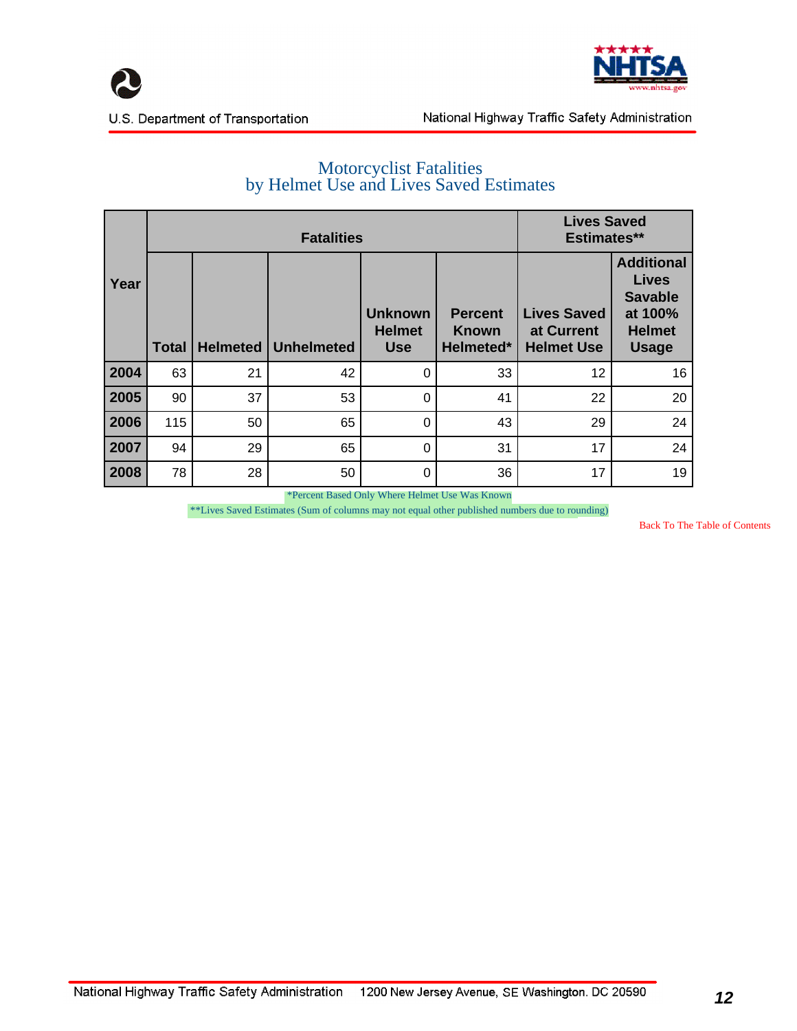## Motorcyclist Fatalities
## by Helmet Use and Lives Saved Estimates

| Year | Fatalities | | | | | Lives Saved Estimates** | |
|---|---|---|---|---|---|---|---|
| | Total | Helmeted | Unhelmeted | Unknown Helmet Use | Percent Known Helmeted* | Lives Saved at Current Helmet Use | Additional Lives Savable at 100% Helmet Usage |
| 2004 | 63 | 21 | 42 | 0 | 33 | 12 | 16 |
| 2005 | 90 | 37 | 53 | 0 | 41 | 22 | 20 |
| 2006 | 115 | 50 | 65 | 0 | 43 | 29 | 24 |
| 2007 | 94 | 29 | 65 | 0 | 31 | 17 | 24 |
| 2008 | 78 | 28 | 50 | 0 | 36 | 17 | 19 |

*Percent Based Only Where Helmet Use Was Known

**Lives Saved Estimates (Sum of columns may not equal other published numbers due to rounding)

Back To The Table of Contents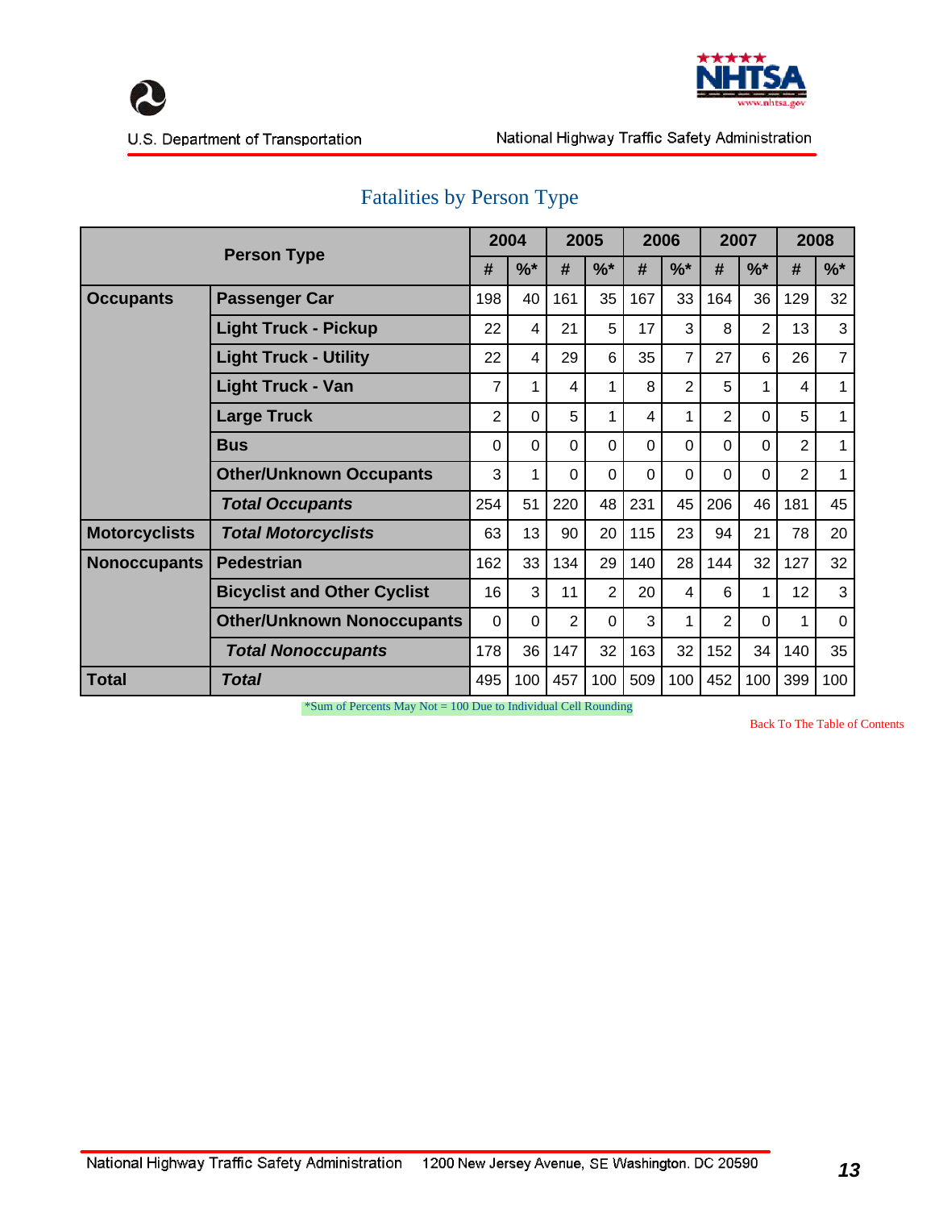## Fatalities by Person Type

| Person Type | | 2004 | | 2005 | | 2006 | | 2007 | | 2008 | |
|---|---|---|---|---|---|---|---|---|---|---|---|
| | | # | %* | # | %* | # | %* | # | %* | # | %* |
| **Occupants** | **Passenger Car** | 198 | 40 | 161 | 35 | 167 | 33 | 164 | 36 | 129 | 32 |
| | **Light Truck - Pickup** | 22 | 4 | 21 | 5 | 17 | 3 | 8 | 2 | 13 | 3 |
| | **Light Truck - Utility** | 22 | 4 | 29 | 6 | 35 | 7 | 27 | 6 | 26 | 7 |
| | **Light Truck - Van** | 7 | 1 | 4 | 1 | 8 | 2 | 5 | 1 | 4 | 1 |
| | **Large Truck** | 2 | 0 | 5 | 1 | 4 | 1 | 2 | 0 | 5 | 1 |
| | **Bus** | 0 | 0 | 0 | 0 | 0 | 0 | 0 | 0 | 2 | 1 |
| | **Other/Unknown Occupants** | 3 | 1 | 0 | 0 | 0 | 0 | 0 | 0 | 2 | 1 |
| | ***Total Occupants*** | 254 | 51 | 220 | 48 | 231 | 45 | 206 | 46 | 181 | 45 |
| **Motorcyclists** | ***Total Motorcyclists*** | 63 | 13 | 90 | 20 | 115 | 23 | 94 | 21 | 78 | 20 |
| **Nonoccupants** | **Pedestrian** | 162 | 33 | 134 | 29 | 140 | 28 | 144 | 32 | 127 | 32 |
| | **Bicyclist and Other Cyclist** | 16 | 3 | 11 | 2 | 20 | 4 | 6 | 1 | 12 | 3 |
| | **Other/Unknown Nonoccupants** | 0 | 0 | 2 | 0 | 3 | 1 | 2 | 0 | 1 | 0 |
| | ***Total Nonoccupants*** | 178 | 36 | 147 | 32 | 163 | 32 | 152 | 34 | 140 | 35 |
| **Total** | ***Total*** | 495 | 100 | 457 | 100 | 509 | 100 | 452 | 100 | 399 | 100 |

*Sum of Percents May Not = 100 Due to Individual Cell Rounding

Back To The Table of Contents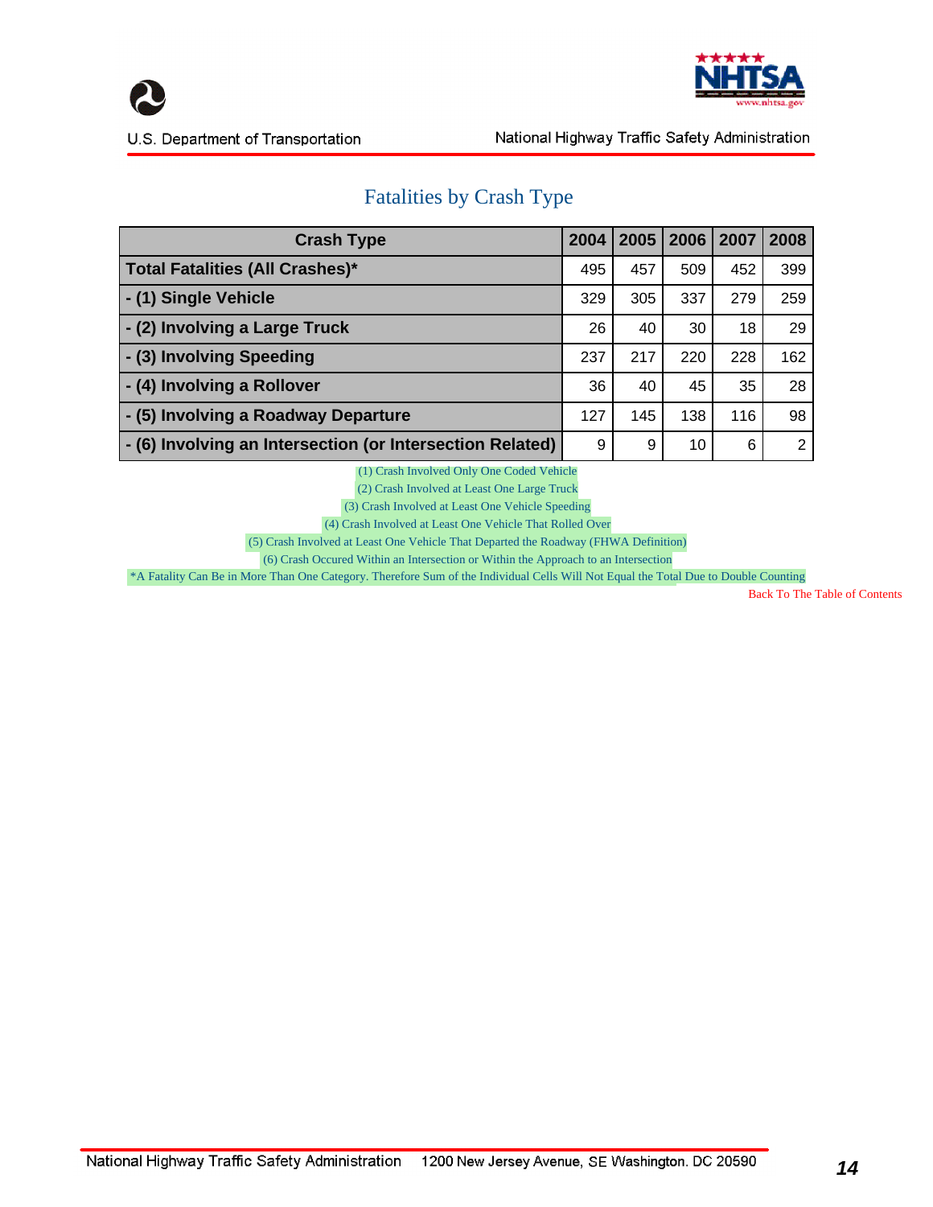## Fatalities by Crash Type

| Crash Type | 2004 | 2005 | 2006 | 2007 | 2008 |
|---|---|---|---|---|---|
| **Total Fatalities (All Crashes)*** | 495 | 457 | 509 | 452 | 399 |
| **- (1) Single Vehicle** | 329 | 305 | 337 | 279 | 259 |
| **- (2) Involving a Large Truck** | 26 | 40 | 30 | 18 | 29 |
| **- (3) Involving Speeding** | 237 | 217 | 220 | 228 | 162 |
| **- (4) Involving a Rollover** | 36 | 40 | 45 | 35 | 28 |
| **- (5) Involving a Roadway Departure** | 127 | 145 | 138 | 116 | 98 |
| **- (6) Involving an Intersection (or Intersection Related)** | 9 | 9 | 10 | 6 | 2 |

(1) Crash Involved Only One Coded Vehicle

(2) Crash Involved at Least One Large Truck

(3) Crash Involved at Least One Vehicle Speeding

(4) Crash Involved at Least One Vehicle That Rolled Over

(5) Crash Involved at Least One Vehicle That Departed the Roadway (FHWA Definition)

(6) Crash Occured Within an Intersection or Within the Approach to an Intersection

*A Fatality Can Be in More Than One Category. Therefore Sum of the Individual Cells Will Not Equal the Total Due to Double Counting

Back To The Table of Contents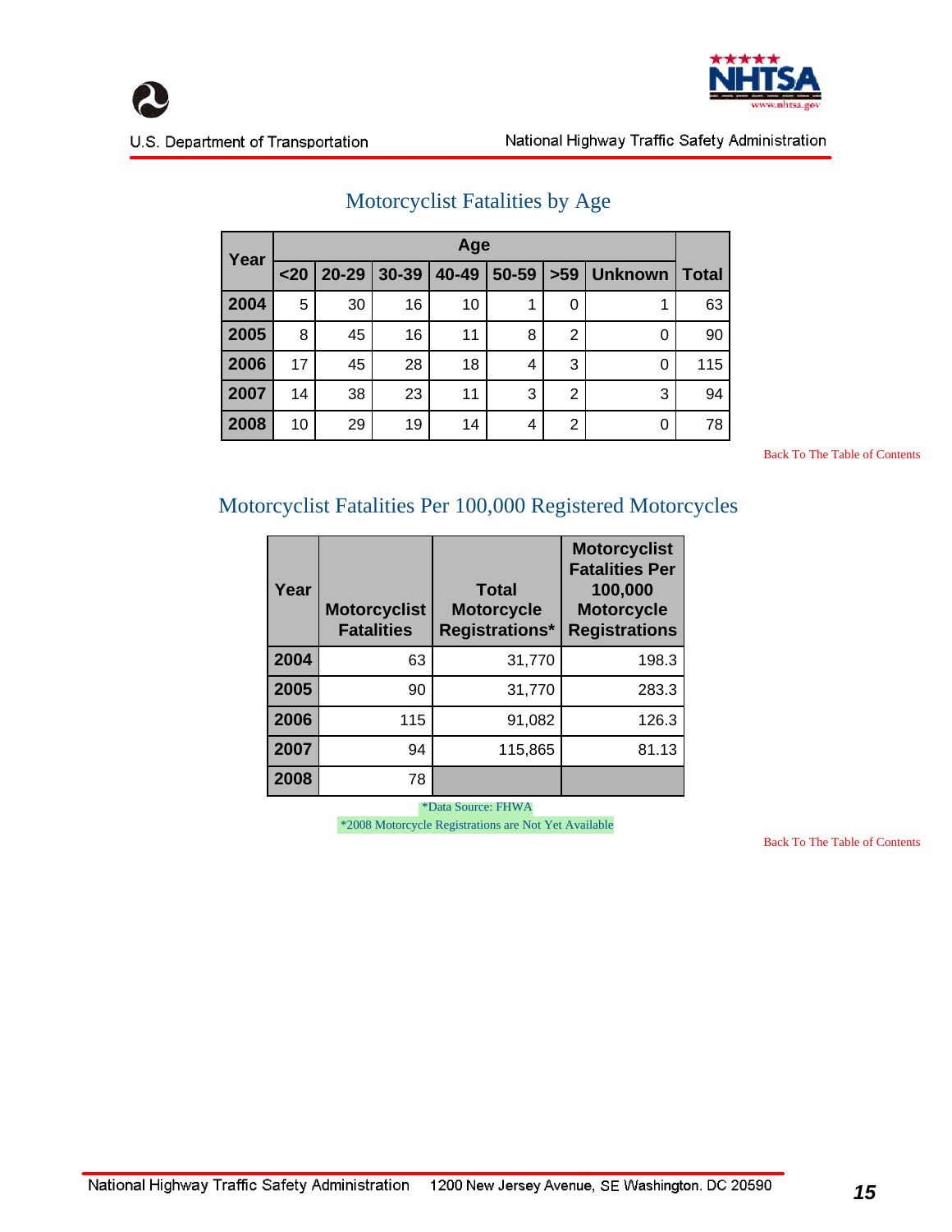## Motorcyclist Fatalities by Age

| Year | Age | | | | | | | Total |
|---|---|---|---|---|---|---|---|---|
| | <20 | 20-29 | 30-39 | 40-49 | 50-59 | >59 | Unknown | |
| **2004** | 5 | 30 | 16 | 10 | 1 | 0 | 1 | 63 |
| **2005** | 8 | 45 | 16 | 11 | 8 | 2 | 0 | 90 |
| **2006** | 17 | 45 | 28 | 18 | 4 | 3 | 0 | 115 |
| **2007** | 14 | 38 | 23 | 11 | 3 | 2 | 3 | 94 |
| **2008** | 10 | 29 | 19 | 14 | 4 | 2 | 0 | 78 |

Back To The Table of Contents

## Motorcyclist Fatalities Per 100,000 Registered Motorcycles

| Year | Motorcyclist Fatalities | Total Motorcycle Registrations* | Motorcyclist Fatalities Per 100,000 Motorcycle Registrations |
|---|---|---|---|
| **2004** | 63 | 31,770 | 198.3 |
| **2005** | 90 | 31,770 | 283.3 |
| **2006** | 115 | 91,082 | 126.3 |
| **2007** | 94 | 115,865 | 81.13 |
| **2008** | 78 | | |

*Data Source: FHWA

*2008 Motorcycle Registrations are Not Yet Available

Back To The Table of Contents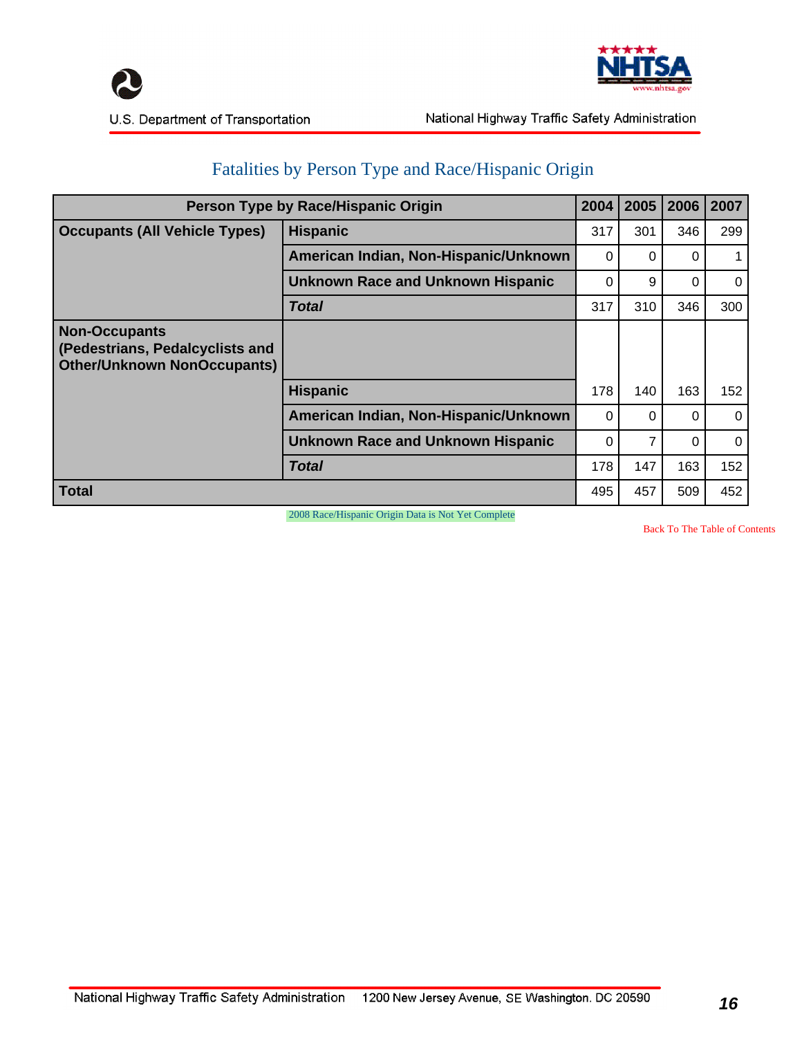## Fatalities by Person Type and Race/Hispanic Origin

| Person Type by Race/Hispanic Origin | | 2004 | 2005 | 2006 | 2007 |
|---|---|---|---|---|---|
| **Occupants (All Vehicle Types)** | **Hispanic** | 317 | 301 | 346 | 299 |
| | **American Indian, Non-Hispanic/Unknown** | 0 | 0 | 0 | 1 |
| | **Unknown Race and Unknown Hispanic** | 0 | 9 | 0 | 0 |
| | ***Total*** | 317 | 310 | 346 | 300 |
| **Non-Occupants (Pedestrians, Pedalcyclists and Other/Unknown NonOccupants)** | | | | | |
| | **Hispanic** | 178 | 140 | 163 | 152 |
| | **American Indian, Non-Hispanic/Unknown** | 0 | 0 | 0 | 0 |
| | **Unknown Race and Unknown Hispanic** | 0 | 7 | 0 | 0 |
| | ***Total*** | 178 | 147 | 163 | 152 |
| **Total** | | 495 | 457 | 509 | 452 |

2008 Race/Hispanic Origin Data is Not Yet Complete

Back To The Table of Contents